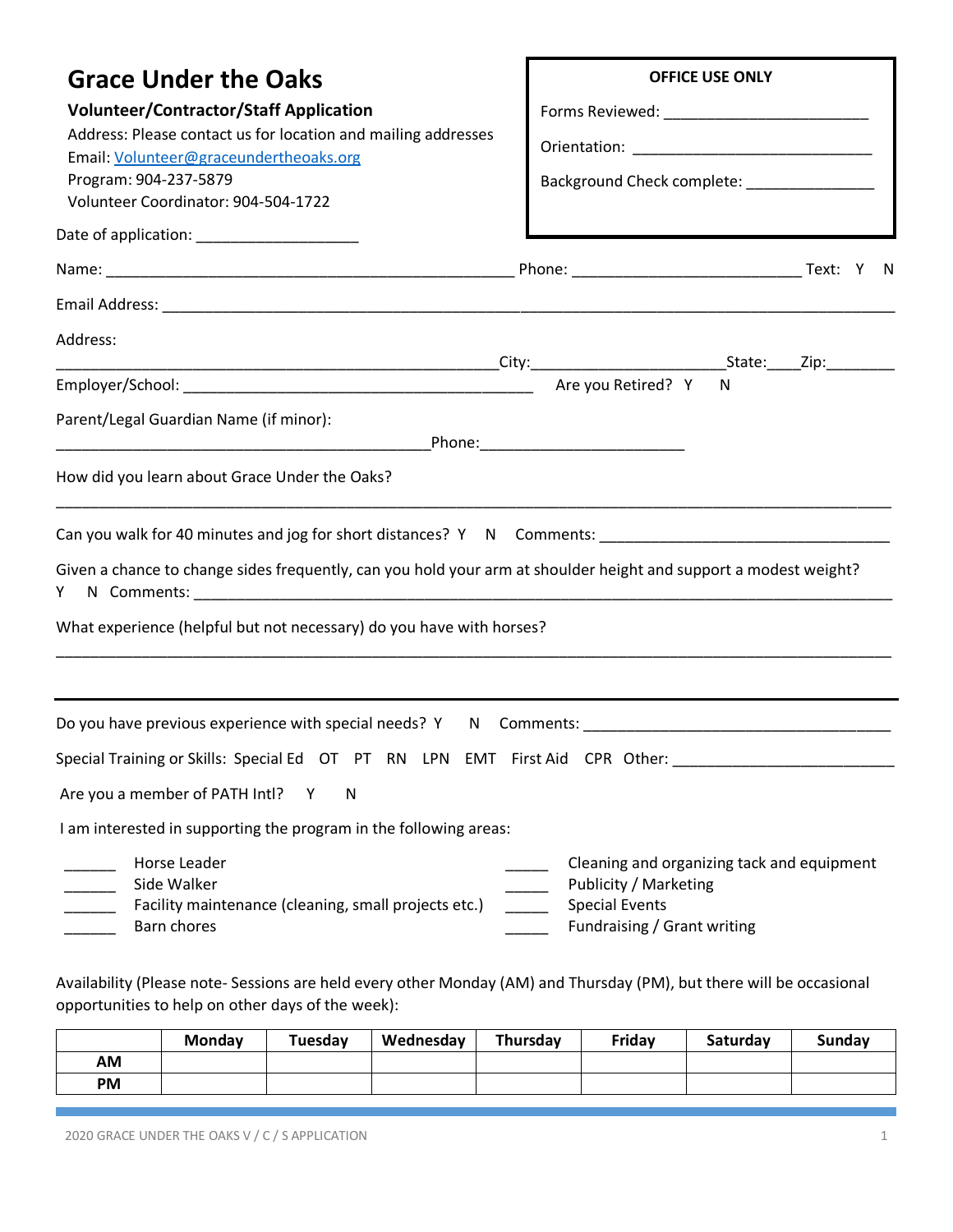# Grace Under the Oaks

**Volunteer/Contractor/Staff Application**

Address: Please contact us for location and mailing addresses
Email: Volunteer@graceundertheoaks.org
Program: 904-237-5879
Volunteer Coordinator: 904-504-1722

**OFFICE USE ONLY**

Forms Reviewed: ________________________

Orientation: ____________________________

Background Check complete: _______________

Date of application: ___________________

Name: ________________________________________________ Phone: ___________________________ Text: Y N

Email Address: ________________________________________________________________________________________

Address:
____________________________________________________City:______________________State:____Zip:________

Employer/School: __________________________________________ Are you Retired? Y N

Parent/Legal Guardian Name (if minor):
____________________________________________Phone:________________________

How did you learn about Grace Under the Oaks?
_______________________________________________________________________________________________

Can you walk for 40 minutes and jog for short distances? Y N Comments: __________________________________

Given a chance to change sides frequently, can you hold your arm at shoulder height and support a modest weight?
Y N Comments: ___________________________________________________________________________________

What experience (helpful but not necessary) do you have with horses?
_______________________________________________________________________________________________

---

Do you have previous experience with special needs? Y N Comments: ____________________________________

Special Training or Skills: Special Ed OT PT RN LPN EMT First Aid CPR Other: _________________________

Are you a member of PATH Intl? Y N

I am interested in supporting the program in the following areas:

______ Horse Leader
______ Side Walker
______ Facility maintenance (cleaning, small projects etc.)
______ Barn chores
_____ Cleaning and organizing tack and equipment
_____ Publicity / Marketing
_____ Special Events
_____ Fundraising / Grant writing

Availability (Please note- Sessions are held every other Monday (AM) and Thursday (PM), but there will be occasional opportunities to help on other days of the week):

| | Monday | Tuesday | Wednesday | Thursday | Friday | Saturday | Sunday |
|---|---|---|---|---|---|---|---|
| AM | | | | | | | |
| PM | | | | | | | |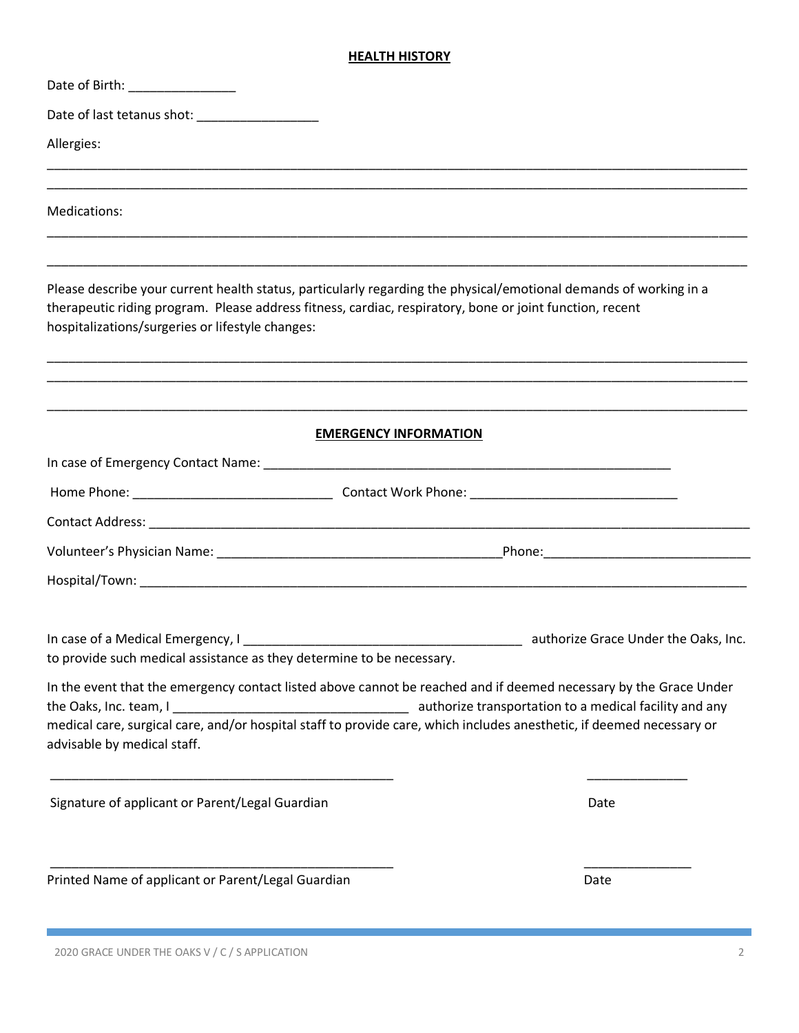## HEALTH HISTORY

Date of Birth: _______________

Date of last tetanus shot: _________________

Allergies:

______________________________________________________________________________________________

______________________________________________________________________________________________

Medications:

______________________________________________________________________________________________

______________________________________________________________________________________________

Please describe your current health status, particularly regarding the physical/emotional demands of working in a therapeutic riding program. Please address fitness, cardiac, respiratory, bone or joint function, recent hospitalizations/surgeries or lifestyle changes:

______________________________________________________________________________________________

______________________________________________________________________________________________

______________________________________________________________________________________________

## EMERGENCY INFORMATION

In case of Emergency Contact Name: ___________________________________________________________

Home Phone: ____________________________ Contact Work Phone: _____________________________

Contact Address: ________________________________________________________________________________

Volunteer's Physician Name: ________________________________________Phone:_____________________________

Hospital/Town: __________________________________________________________________________________

In case of a Medical Emergency, I _______________________________________ authorize Grace Under the Oaks, Inc. to provide such medical assistance as they determine to be necessary.

In the event that the emergency contact listed above cannot be reached and if deemed necessary by the Grace Under the Oaks, Inc. team, I _________________________________ authorize transportation to a medical facility and any medical care, surgical care, and/or hospital staff to provide care, which includes anesthetic, if deemed necessary or advisable by medical staff.

________________________________________________ ______________

Signature of applicant or Parent/Legal Guardian Date

________________________________________________ _______________

Printed Name of applicant or Parent/Legal Guardian Date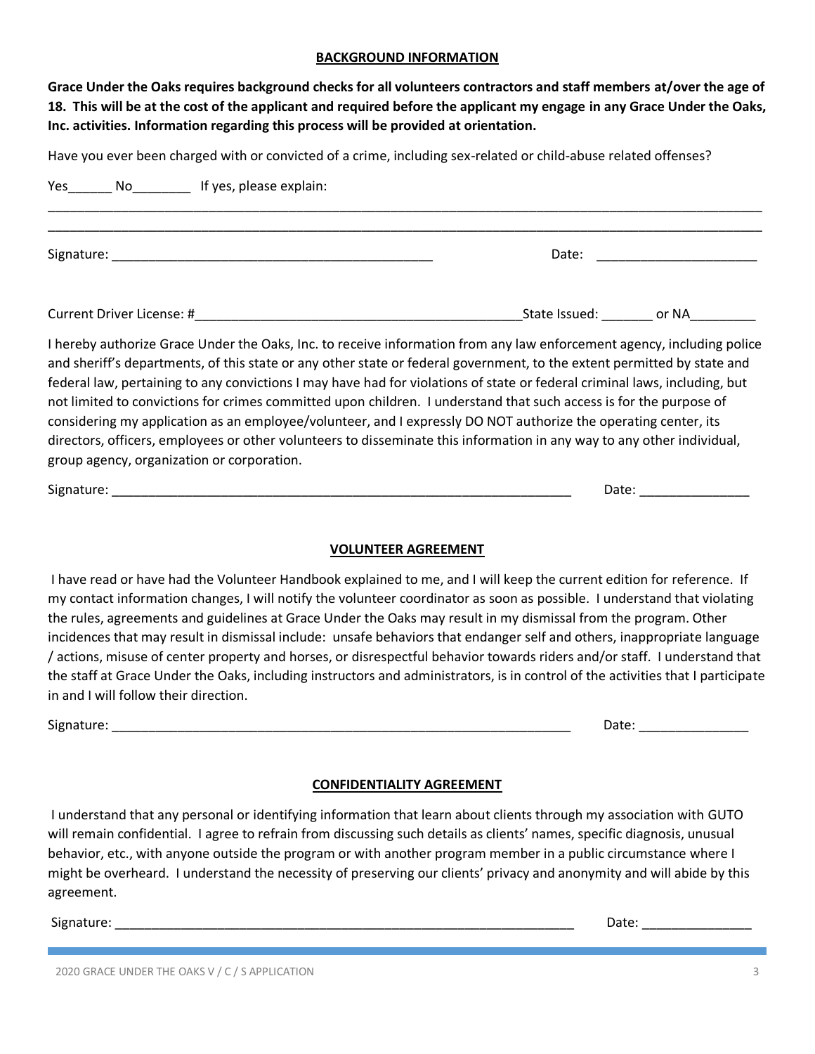## BACKGROUND INFORMATION

**Grace Under the Oaks requires background checks for all volunteers contractors and staff members at/over the age of 18. This will be at the cost of the applicant and required before the applicant my engage in any Grace Under the Oaks, Inc. activities. Information regarding this process will be provided at orientation.**

Have you ever been charged with or convicted of a crime, including sex-related or child-abuse related offenses?

Yes______ No________ If yes, please explain:

_______________________________________________________________________________________________

_______________________________________________________________________________________________

Signature: ____________________________________________ Date: ______________________

Current Driver License: #_____________________________________________State Issued: _______ or NA_________

I hereby authorize Grace Under the Oaks, Inc. to receive information from any law enforcement agency, including police and sheriff's departments, of this state or any other state or federal government, to the extent permitted by state and federal law, pertaining to any convictions I may have had for violations of state or federal criminal laws, including, but not limited to convictions for crimes committed upon children. I understand that such access is for the purpose of considering my application as an employee/volunteer, and I expressly DO NOT authorize the operating center, its directors, officers, employees or other volunteers to disseminate this information in any way to any other individual, group agency, organization or corporation.

Signature: _______________________________________________________________ Date: _______________

## VOLUNTEER AGREEMENT

I have read or have had the Volunteer Handbook explained to me, and I will keep the current edition for reference. If my contact information changes, I will notify the volunteer coordinator as soon as possible. I understand that violating the rules, agreements and guidelines at Grace Under the Oaks may result in my dismissal from the program. Other incidences that may result in dismissal include: unsafe behaviors that endanger self and others, inappropriate language / actions, misuse of center property and horses, or disrespectful behavior towards riders and/or staff. I understand that the staff at Grace Under the Oaks, including instructors and administrators, is in control of the activities that I participate in and I will follow their direction.

Signature: _______________________________________________________________ Date: _______________

## CONFIDENTIALITY AGREEMENT

I understand that any personal or identifying information that learn about clients through my association with GUTO will remain confidential. I agree to refrain from discussing such details as clients' names, specific diagnosis, unusual behavior, etc., with anyone outside the program or with another program member in a public circumstance where I might be overheard. I understand the necessity of preserving our clients' privacy and anonymity and will abide by this agreement.

Signature: _______________________________________________________________ Date: _______________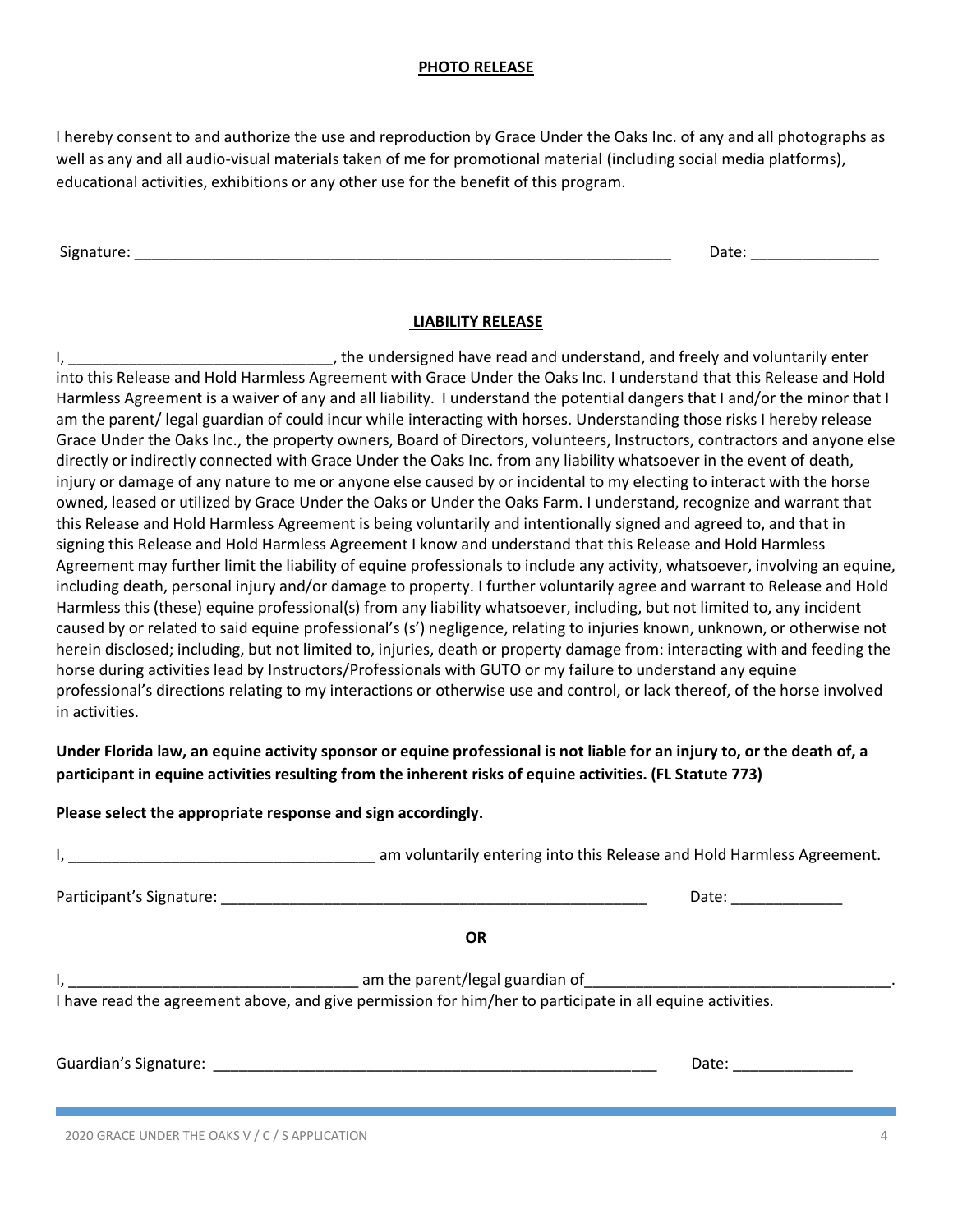## PHOTO RELEASE

I hereby consent to and authorize the use and reproduction by Grace Under the Oaks Inc. of any and all photographs as well as any and all audio-visual materials taken of me for promotional material (including social media platforms), educational activities, exhibitions or any other use for the benefit of this program.

Signature: _______________________________________________________________ Date: _______________

## LIABILITY RELEASE

I, ______________________________, the undersigned have read and understand, and freely and voluntarily enter into this Release and Hold Harmless Agreement with Grace Under the Oaks Inc. I understand that this Release and Hold Harmless Agreement is a waiver of any and all liability. I understand the potential dangers that I and/or the minor that I am the parent/ legal guardian of could incur while interacting with horses. Understanding those risks I hereby release Grace Under the Oaks Inc., the property owners, Board of Directors, volunteers, Instructors, contractors and anyone else directly or indirectly connected with Grace Under the Oaks Inc. from any liability whatsoever in the event of death, injury or damage of any nature to me or anyone else caused by or incidental to my electing to interact with the horse owned, leased or utilized by Grace Under the Oaks or Under the Oaks Farm. I understand, recognize and warrant that this Release and Hold Harmless Agreement is being voluntarily and intentionally signed and agreed to, and that in signing this Release and Hold Harmless Agreement I know and understand that this Release and Hold Harmless Agreement may further limit the liability of equine professionals to include any activity, whatsoever, involving an equine, including death, personal injury and/or damage to property. I further voluntarily agree and warrant to Release and Hold Harmless this (these) equine professional(s) from any liability whatsoever, including, but not limited to, any incident caused by or related to said equine professional's (s') negligence, relating to injuries known, unknown, or otherwise not herein disclosed; including, but not limited to, injuries, death or property damage from: interacting with and feeding the horse during activities lead by Instructors/Professionals with GUTO or my failure to understand any equine professional's directions relating to my interactions or otherwise use and control, or lack thereof, of the horse involved in activities.

**Under Florida law, an equine activity sponsor or equine professional is not liable for an injury to, or the death of, a participant in equine activities resulting from the inherent risks of equine activities. (FL Statute 773)**

**Please select the appropriate response and sign accordingly.**

I, ___________________________________ am voluntarily entering into this Release and Hold Harmless Agreement.

Participant's Signature: __________________________________________________ Date: _____________

**OR**

I, _________________________________ am the parent/legal guardian of___________________________________.
I have read the agreement above, and give permission for him/her to participate in all equine activities.

Guardian's Signature: ____________________________________________________ Date: ______________